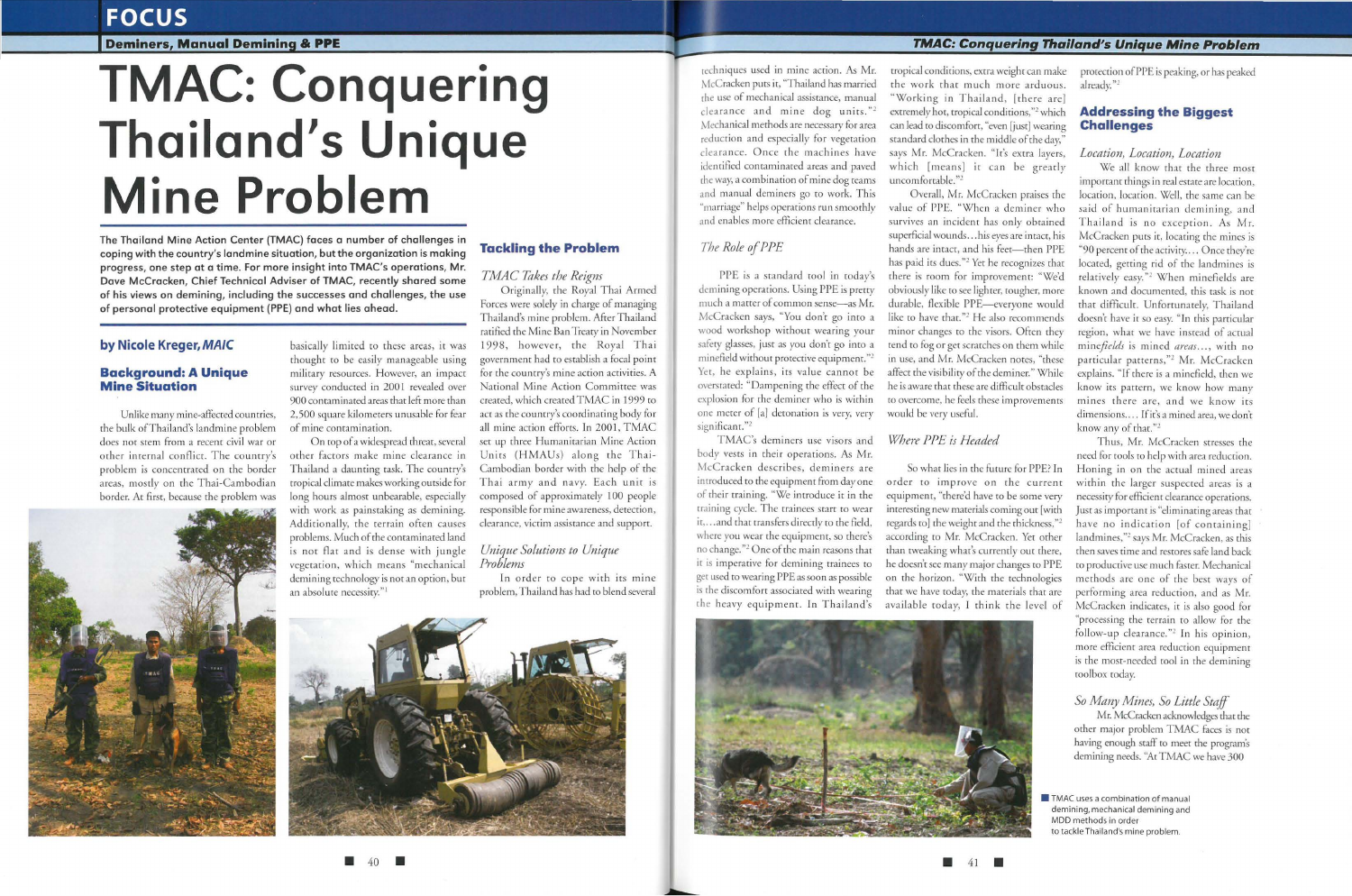# TMAC: Conquering Thailand's Unique Mine Problem

**The Thailand Mine Action Center (TMAC) faces a number of challenges in coping with the country's landmine situation, but the organization is making progress, one step at a time. For more insight into TMAC's operations, Mr. Dave McCracken, Chief Technical Adviser of TMAC, recently shared some of his views on demining, including the successes and challenges, the use of personal protective equipment (PPE) and what lies ahead.**

**by Nicole Kreger, *MAIC***

## Background: A Unique Mine Situation

Unlike many mine-affected countries, the bulk of Thailand's landmine problem does not stem from a recent civil war or other internal conflict. The country's problem is concentrated on the border areas, mostly on the Thai-Cambodian border. At first, because the problem was basically limited to these areas, it was thought to be easily manageable using military resources. However, an impact survey conducted in 2001 revealed over 900 contaminated areas that left more than 2,500 square kilometers unusable for fear of mine contamination.

On top of a widespread threat, several other factors make mine clearance in Thailand a daunting task. The country's tropical climate makes working outside for long hours almost unbearable, especially with work as painstaking as demining. Additionally, the terrain often causes problems. Much of the contaminated land is not flat and is dense with jungle vegetation, which means "mechanical demining technology is not an option, but an absolute necessity."[1]

## Tackling the Problem

### *TMAC Takes the Reigns*

Originally, the Royal Thai Armed Forces were solely in charge of managing Thailand's mine problem. After Thailand ratified the Mine Ban Treaty in November 1998, however, the Royal Thai government had to establish a focal point for the country's mine action activities. A National Mine Action Committee was created, which created TMAC in 1999 to act as the country's coordinating body for all mine action efforts. In 2001, TMAC set up three Humanitarian Mine Action Units (HMAUs) along the Thai-Cambodian border with the help of the Thai army and navy. Each unit is composed of approximately 100 people responsible for mine awareness, detection, clearance, victim assistance and support.

### *Unique Solutions to Unique Problems*

In order to cope with its mine problem, Thailand has had to blend several techniques used in mine action. As Mr. McCracken puts it, "Thailand has married the use of mechanical assistance, manual clearance and mine dog units."[2] Mechanical methods are necessary for area reduction and especially for vegetation clearance. Once the machines have identified contaminated areas and paved the way, a combination of mine dog teams and manual deminers go to work. This "marriage" helps operations run smoothly and enables more efficient clearance.

### *The Role of PPE*

PPE is a standard tool in today's demining operations. Using PPE is pretty much a matter of common sense—as Mr. McCracken says, "You don't go into a wood workshop without wearing your safety glasses, just as you don't go into a minefield without protective equipment."[2] Yet, he explains, its value cannot be overstated: "Dampening the effect of the explosion for the deminer who is within one meter of [a] detonation is very, very significant."[2]

TMAC's deminers use visors and body vests in their operations. As Mr. McCracken describes, deminers are introduced to the equipment from day one of their training. "We introduce it in the training cycle. The trainees start to wear it….and that transfers directly to the field, where you wear the equipment, so there's no change."[2] One of the main reasons that it is imperative for demining trainees to get used to wearing PPE as soon as possible is the discomfort associated with wearing the heavy equipment. In Thailand's tropical conditions, extra weight can make the work that much more arduous. "Working in Thailand, [there are] extremely hot, tropical conditions,"[2] which can lead to discomfort, "even [just] wearing standard clothes in the middle of the day," says Mr. McCracken. "It's extra layers, which [means] it can be greatly uncomfortable."[2]

Overall, Mr. McCracken praises the value of PPE. "When a deminer who survives an incident has only obtained superficial wounds…his eyes are intact, his hands are intact, and his feet—then PPE has paid its dues."[2] Yet he recognizes that there is room for improvement: "We'd obviously like to see lighter, tougher, more durable, flexible PPE—everyone would like to have that."[2] He also recommends minor changes to the visors. Often they tend to fog or get scratches on them while in use, and Mr. McCracken notes, "these affect the visibility of the deminer." While he is aware that these are difficult obstacles to overcome, he feels these improvements would be very useful.

### *Where PPE is Headed*

So what lies in the future for PPE? In order to improve on the current equipment, "there'd have to be some very interesting new materials coming out [with regards to] the weight and the thickness,"[2] according to Mr. McCracken. Yet other than tweaking what's currently out there, he doesn't see many major changes to PPE on the horizon. "With the technologies that we have today, the materials that are available today, I think the level of protection of PPE is peaking, or has peaked already."[2]

## Addressing the Biggest Challenges

### *Location, Location, Location*

We all know that the three most important things in real estate are location, location, location. Well, the same can be said of humanitarian demining, and Thailand is no exception. As Mr. McCracken puts it, locating the mines is "90 percent of the activity…. Once they're located, getting rid of the landmines is relatively easy."[2] When minefields are known and documented, this task is not that difficult. Unfortunately, Thailand doesn't have it so easy. "In this particular region, what we have instead of actual mine*fields* is mined *areas*…, with no particular patterns,"[2] Mr. McCracken explains. "If there is a minefield, then we know its pattern, we know how many mines there are, and we know its dimensions…. If it's a mined area, we don't know any of that."[2]

Thus, Mr. McCracken stresses the need for tools to help with area reduction. Honing in on the actual mined areas within the larger suspected areas is a necessity for efficient clearance operations. Just as important is "eliminating areas that have no indication [of containing] landmines,"[2] says Mr. McCracken, as this then saves time and restores safe land back to productive use much faster. Mechanical methods are one of the best ways of performing area reduction, and as Mr. McCracken indicates, it is also good for "processing the terrain to allow for the follow-up clearance."[2] In his opinion, more efficient area reduction equipment is the most-needed tool in the demining toolbox today.

### *So Many Mines, So Little Staff*

Mr. McCracken acknowledges that the other major problem TMAC faces is not having enough staff to meet the program's demining needs. "At TMAC we have 300

TMAC uses a combination of manual demining, mechanical demining and MDD methods in order to tackle Thailand's mine problem.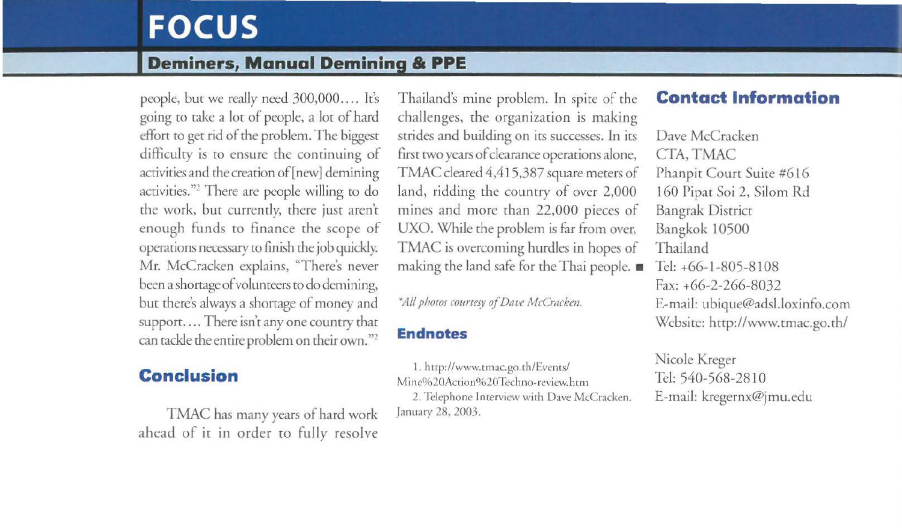people, but we really need 300,000.... It's going to take a lot of people, a lot of hard effort to get rid of the problem. The biggest difficulty is to ensure the continuing of activities and the creation of [new] demining activities."[2] There are people willing to do the work, but currently, there just aren't enough funds to finance the scope of operations necessary to finish the job quickly. Mr. McCracken explains, "There's never been a shortage of volunteers to do demining, but there's always a shortage of money and support.... There isn't any one country that can tackle the entire problem on their own."[2]

## Conclusion

TMAC has many years of hard work ahead of it in order to fully resolve Thailand's mine problem. In spite of the challenges, the organization is making strides and building on its successes. In its first two years of clearance operations alone, TMAC cleared 4,415,387 square meters of land, ridding the country of over 2,000 mines and more than 22,000 pieces of UXO. While the problem is far from over, TMAC is overcoming hurdles in hopes of making the land safe for the Thai people. ■

*\*All photos courtesy of Dave McCracken.*

## Endnotes

1. http://www.tmac.go.th/Events/Mine%20Action%20Techno-review.htm
2. Telephone Interview with Dave McCracken. January 28, 2003.

## Contact Information

Dave McCracken
CTA, TMAC
Phanpit Court Suite #616
160 Pipat Soi 2, Silom Rd
Bangrak District
Bangkok 10500
Thailand
Tel: +66-1-805-8108
Fax: +66-2-266-8032
E-mail: ubique@adsl.loxinfo.com
Website: http://www.tmac.go.th/

Nicole Kreger
Tel: 540-568-2810
E-mail: kregernx@jmu.edu